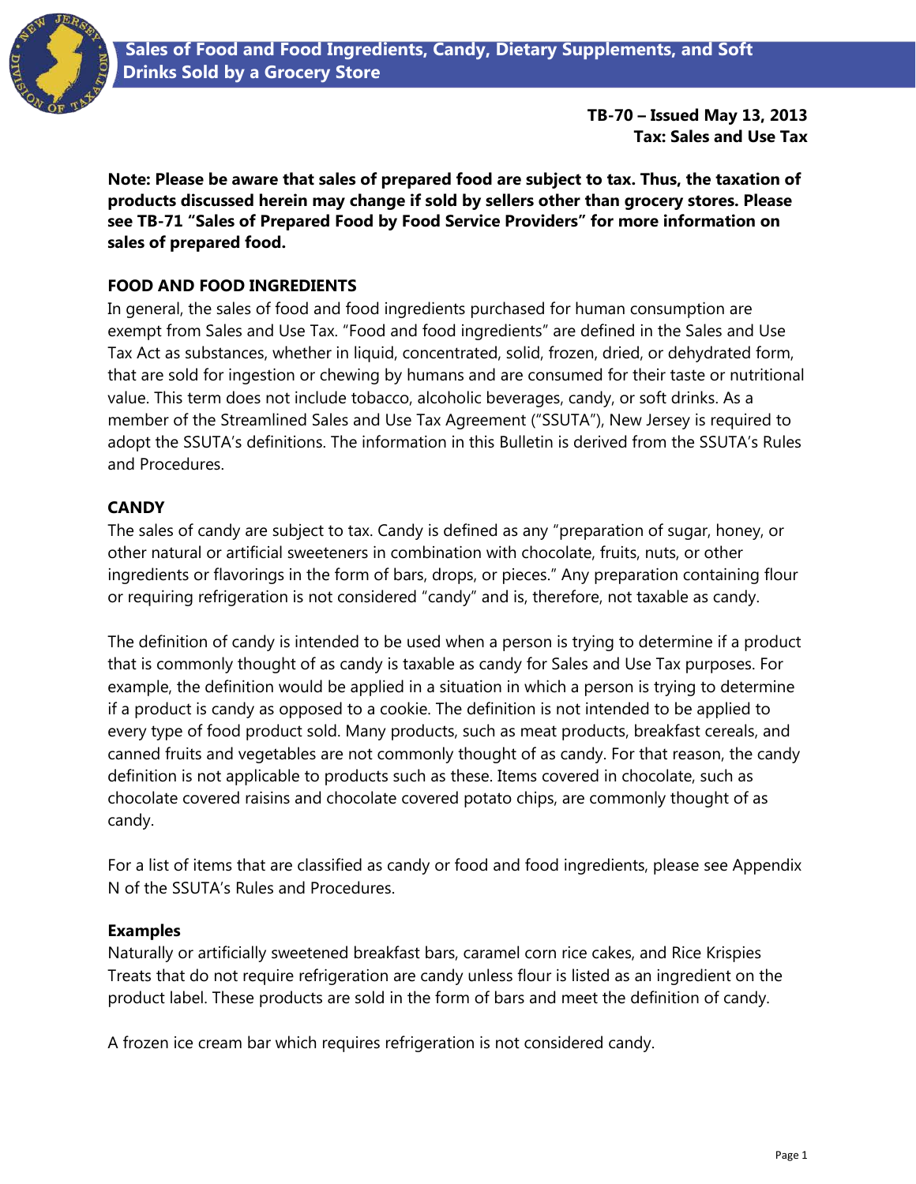# Sales of Food and Food Ingredients, Candy, Dietary Supplements, and Soft Drinks Sold by a Grocery Store

**TB-70 – Issued May 13, 2013**
**Tax: Sales and Use Tax**

**Note: Please be aware that sales of prepared food are subject to tax. Thus, the taxation of products discussed herein may change if sold by sellers other than grocery stores. Please see TB-71 "Sales of Prepared Food by Food Service Providers" for more information on sales of prepared food.**

## FOOD AND FOOD INGREDIENTS

In general, the sales of food and food ingredients purchased for human consumption are exempt from Sales and Use Tax. "Food and food ingredients" are defined in the Sales and Use Tax Act as substances, whether in liquid, concentrated, solid, frozen, dried, or dehydrated form, that are sold for ingestion or chewing by humans and are consumed for their taste or nutritional value. This term does not include tobacco, alcoholic beverages, candy, or soft drinks. As a member of the Streamlined Sales and Use Tax Agreement ("SSUTA"), New Jersey is required to adopt the SSUTA's definitions. The information in this Bulletin is derived from the SSUTA's Rules and Procedures.

## CANDY

The sales of candy are subject to tax. Candy is defined as any "preparation of sugar, honey, or other natural or artificial sweeteners in combination with chocolate, fruits, nuts, or other ingredients or flavorings in the form of bars, drops, or pieces." Any preparation containing flour or requiring refrigeration is not considered "candy" and is, therefore, not taxable as candy.

The definition of candy is intended to be used when a person is trying to determine if a product that is commonly thought of as candy is taxable as candy for Sales and Use Tax purposes. For example, the definition would be applied in a situation in which a person is trying to determine if a product is candy as opposed to a cookie. The definition is not intended to be applied to every type of food product sold. Many products, such as meat products, breakfast cereals, and canned fruits and vegetables are not commonly thought of as candy. For that reason, the candy definition is not applicable to products such as these. Items covered in chocolate, such as chocolate covered raisins and chocolate covered potato chips, are commonly thought of as candy.

For a list of items that are classified as candy or food and food ingredients, please see Appendix N of the SSUTA's Rules and Procedures.

### Examples

Naturally or artificially sweetened breakfast bars, caramel corn rice cakes, and Rice Krispies Treats that do not require refrigeration are candy unless flour is listed as an ingredient on the product label. These products are sold in the form of bars and meet the definition of candy.

A frozen ice cream bar which requires refrigeration is not considered candy.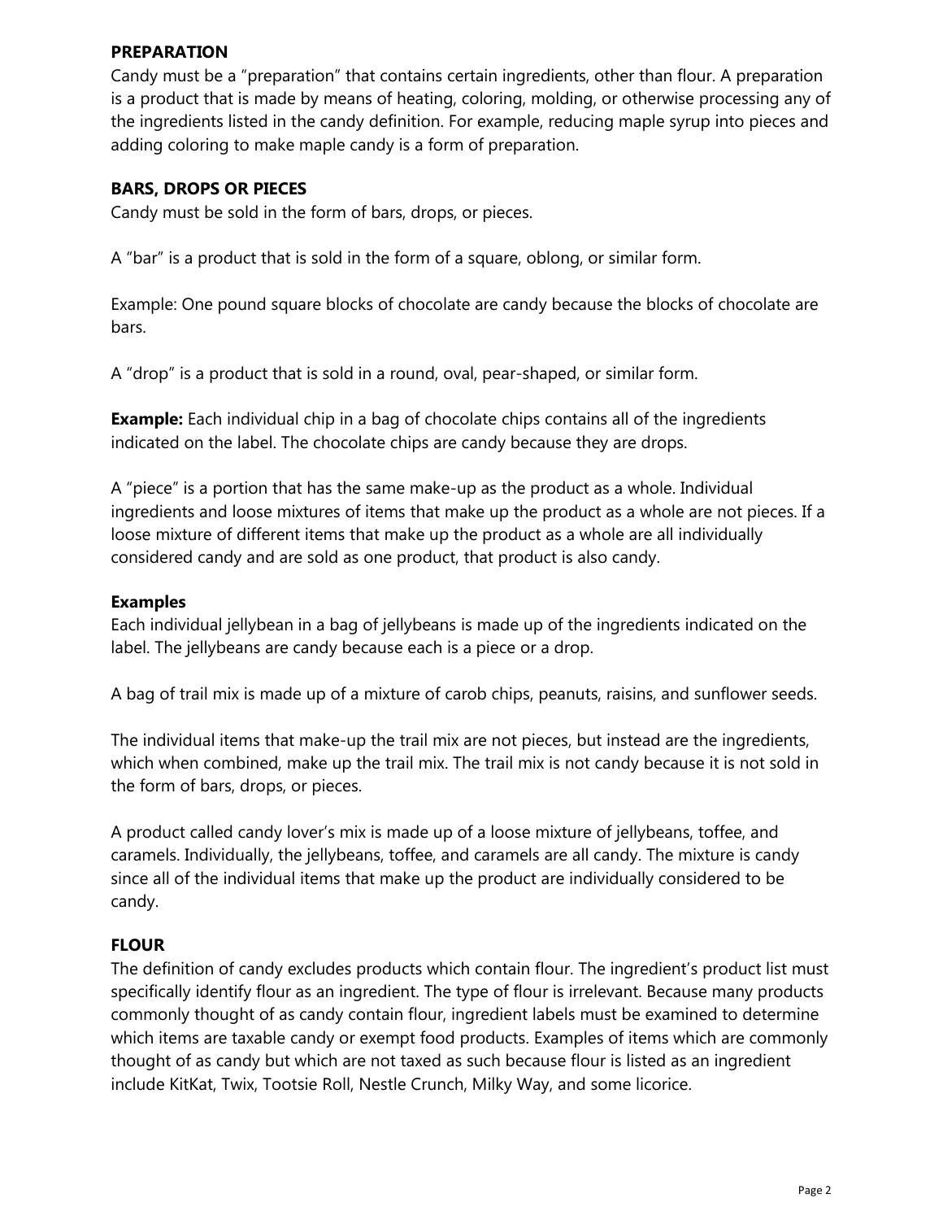## PREPARATION

Candy must be a "preparation" that contains certain ingredients, other than flour. A preparation is a product that is made by means of heating, coloring, molding, or otherwise processing any of the ingredients listed in the candy definition. For example, reducing maple syrup into pieces and adding coloring to make maple candy is a form of preparation.

## BARS, DROPS OR PIECES

Candy must be sold in the form of bars, drops, or pieces.

A "bar" is a product that is sold in the form of a square, oblong, or similar form.

Example: One pound square blocks of chocolate are candy because the blocks of chocolate are bars.

A "drop" is a product that is sold in a round, oval, pear-shaped, or similar form.

**Example:** Each individual chip in a bag of chocolate chips contains all of the ingredients indicated on the label. The chocolate chips are candy because they are drops.

A "piece" is a portion that has the same make-up as the product as a whole. Individual ingredients and loose mixtures of items that make up the product as a whole are not pieces. If a loose mixture of different items that make up the product as a whole are all individually considered candy and are sold as one product, that product is also candy.

### Examples

Each individual jellybean in a bag of jellybeans is made up of the ingredients indicated on the label. The jellybeans are candy because each is a piece or a drop.

A bag of trail mix is made up of a mixture of carob chips, peanuts, raisins, and sunflower seeds.

The individual items that make-up the trail mix are not pieces, but instead are the ingredients, which when combined, make up the trail mix. The trail mix is not candy because it is not sold in the form of bars, drops, or pieces.

A product called candy lover's mix is made up of a loose mixture of jellybeans, toffee, and caramels. Individually, the jellybeans, toffee, and caramels are all candy. The mixture is candy since all of the individual items that make up the product are individually considered to be candy.

## FLOUR

The definition of candy excludes products which contain flour. The ingredient's product list must specifically identify flour as an ingredient. The type of flour is irrelevant. Because many products commonly thought of as candy contain flour, ingredient labels must be examined to determine which items are taxable candy or exempt food products. Examples of items which are commonly thought of as candy but which are not taxed as such because flour is listed as an ingredient include KitKat, Twix, Tootsie Roll, Nestle Crunch, Milky Way, and some licorice.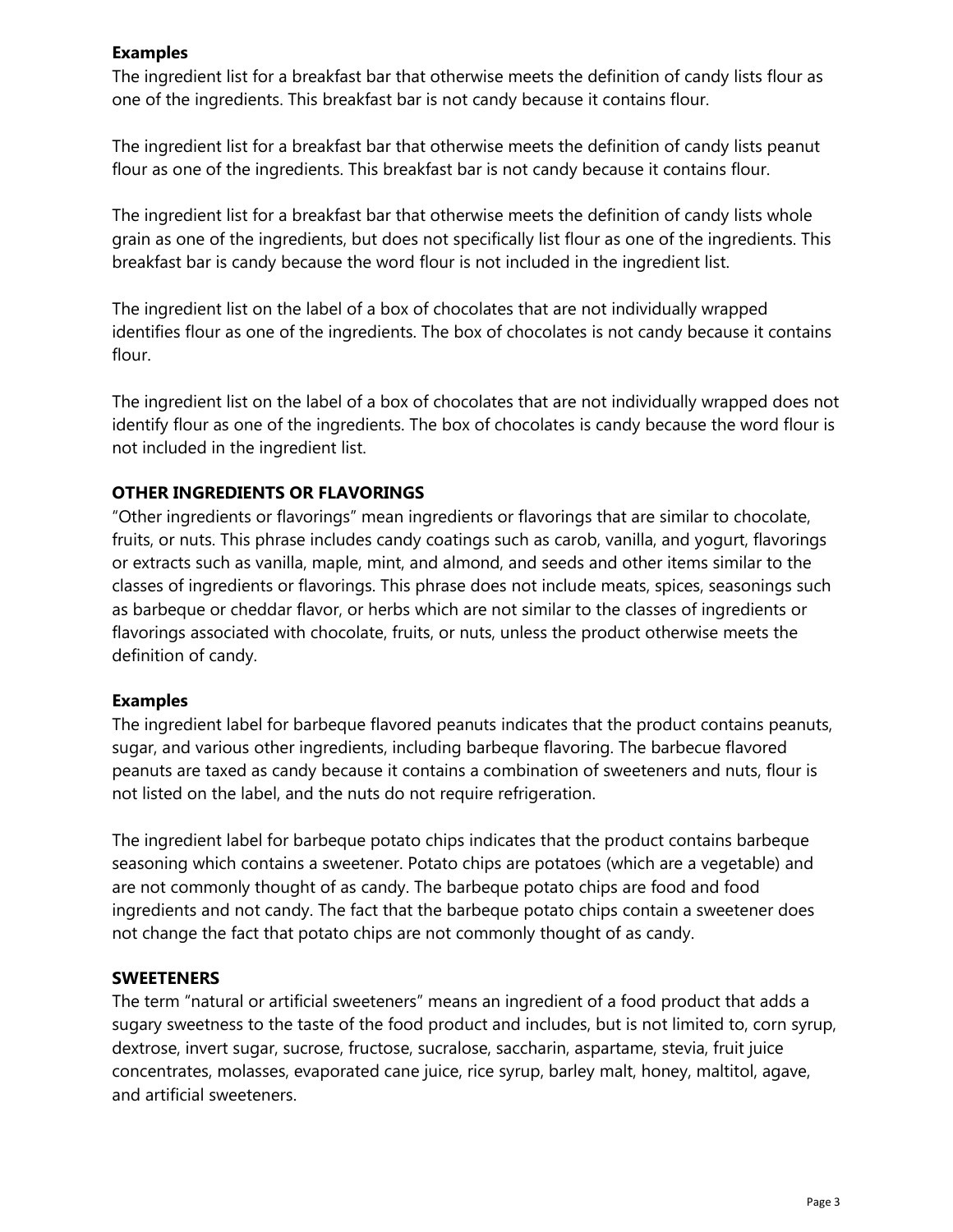**Examples**

The ingredient list for a breakfast bar that otherwise meets the definition of candy lists flour as one of the ingredients. This breakfast bar is not candy because it contains flour.

The ingredient list for a breakfast bar that otherwise meets the definition of candy lists peanut flour as one of the ingredients. This breakfast bar is not candy because it contains flour.

The ingredient list for a breakfast bar that otherwise meets the definition of candy lists whole grain as one of the ingredients, but does not specifically list flour as one of the ingredients. This breakfast bar is candy because the word flour is not included in the ingredient list.

The ingredient list on the label of a box of chocolates that are not individually wrapped identifies flour as one of the ingredients. The box of chocolates is not candy because it contains flour.

The ingredient list on the label of a box of chocolates that are not individually wrapped does not identify flour as one of the ingredients. The box of chocolates is candy because the word flour is not included in the ingredient list.

**OTHER INGREDIENTS OR FLAVORINGS**

"Other ingredients or flavorings" mean ingredients or flavorings that are similar to chocolate, fruits, or nuts. This phrase includes candy coatings such as carob, vanilla, and yogurt, flavorings or extracts such as vanilla, maple, mint, and almond, and seeds and other items similar to the classes of ingredients or flavorings. This phrase does not include meats, spices, seasonings such as barbeque or cheddar flavor, or herbs which are not similar to the classes of ingredients or flavorings associated with chocolate, fruits, or nuts, unless the product otherwise meets the definition of candy.

**Examples**

The ingredient label for barbeque flavored peanuts indicates that the product contains peanuts, sugar, and various other ingredients, including barbeque flavoring. The barbecue flavored peanuts are taxed as candy because it contains a combination of sweeteners and nuts, flour is not listed on the label, and the nuts do not require refrigeration.

The ingredient label for barbeque potato chips indicates that the product contains barbeque seasoning which contains a sweetener. Potato chips are potatoes (which are a vegetable) and are not commonly thought of as candy. The barbeque potato chips are food and food ingredients and not candy. The fact that the barbeque potato chips contain a sweetener does not change the fact that potato chips are not commonly thought of as candy.

**SWEETENERS**

The term "natural or artificial sweeteners" means an ingredient of a food product that adds a sugary sweetness to the taste of the food product and includes, but is not limited to, corn syrup, dextrose, invert sugar, sucrose, fructose, sucralose, saccharin, aspartame, stevia, fruit juice concentrates, molasses, evaporated cane juice, rice syrup, barley malt, honey, maltitol, agave, and artificial sweeteners.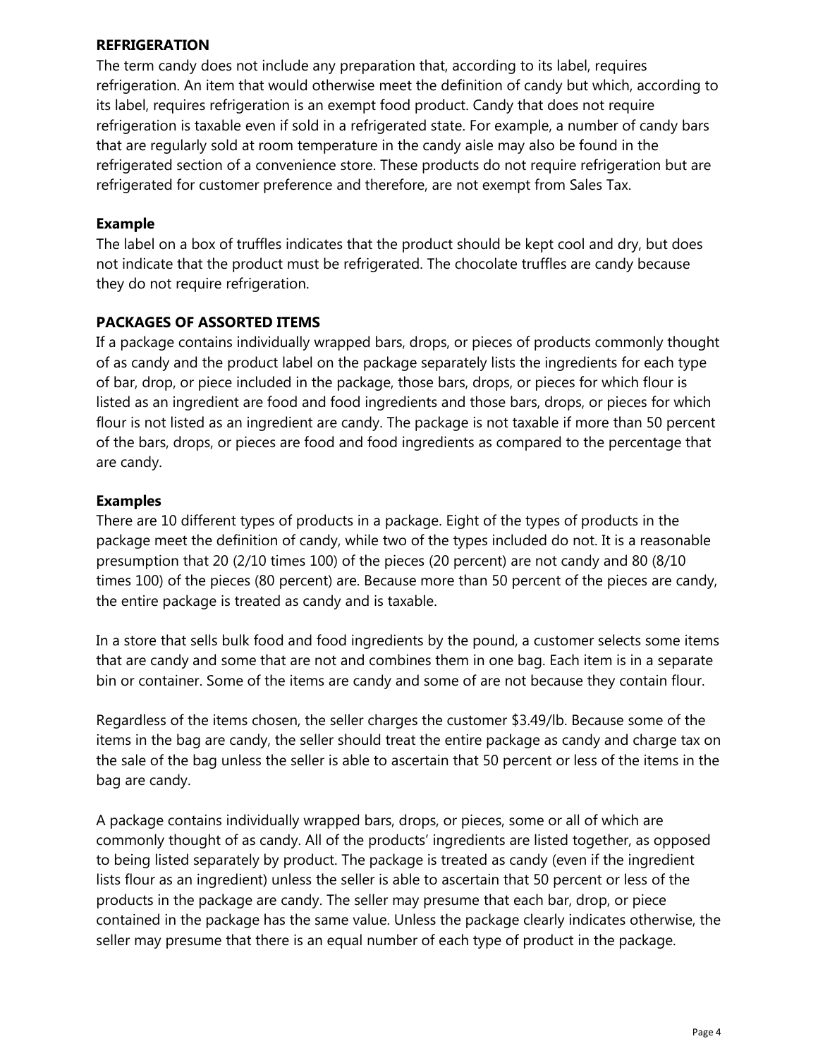### REFRIGERATION

The term candy does not include any preparation that, according to its label, requires refrigeration. An item that would otherwise meet the definition of candy but which, according to its label, requires refrigeration is an exempt food product. Candy that does not require refrigeration is taxable even if sold in a refrigerated state. For example, a number of candy bars that are regularly sold at room temperature in the candy aisle may also be found in the refrigerated section of a convenience store. These products do not require refrigeration but are refrigerated for customer preference and therefore, are not exempt from Sales Tax.

#### Example

The label on a box of truffles indicates that the product should be kept cool and dry, but does not indicate that the product must be refrigerated. The chocolate truffles are candy because they do not require refrigeration.

### PACKAGES OF ASSORTED ITEMS

If a package contains individually wrapped bars, drops, or pieces of products commonly thought of as candy and the product label on the package separately lists the ingredients for each type of bar, drop, or piece included in the package, those bars, drops, or pieces for which flour is listed as an ingredient are food and food ingredients and those bars, drops, or pieces for which flour is not listed as an ingredient are candy. The package is not taxable if more than 50 percent of the bars, drops, or pieces are food and food ingredients as compared to the percentage that are candy.

#### Examples

There are 10 different types of products in a package. Eight of the types of products in the package meet the definition of candy, while two of the types included do not. It is a reasonable presumption that 20 (2/10 times 100) of the pieces (20 percent) are not candy and 80 (8/10 times 100) of the pieces (80 percent) are. Because more than 50 percent of the pieces are candy, the entire package is treated as candy and is taxable.

In a store that sells bulk food and food ingredients by the pound, a customer selects some items that are candy and some that are not and combines them in one bag. Each item is in a separate bin or container. Some of the items are candy and some of are not because they contain flour.

Regardless of the items chosen, the seller charges the customer $3.49/lb. Because some of the items in the bag are candy, the seller should treat the entire package as candy and charge tax on the sale of the bag unless the seller is able to ascertain that 50 percent or less of the items in the bag are candy.

A package contains individually wrapped bars, drops, or pieces, some or all of which are commonly thought of as candy. All of the products' ingredients are listed together, as opposed to being listed separately by product. The package is treated as candy (even if the ingredient lists flour as an ingredient) unless the seller is able to ascertain that 50 percent or less of the products in the package are candy. The seller may presume that each bar, drop, or piece contained in the package has the same value. Unless the package clearly indicates otherwise, the seller may presume that there is an equal number of each type of product in the package.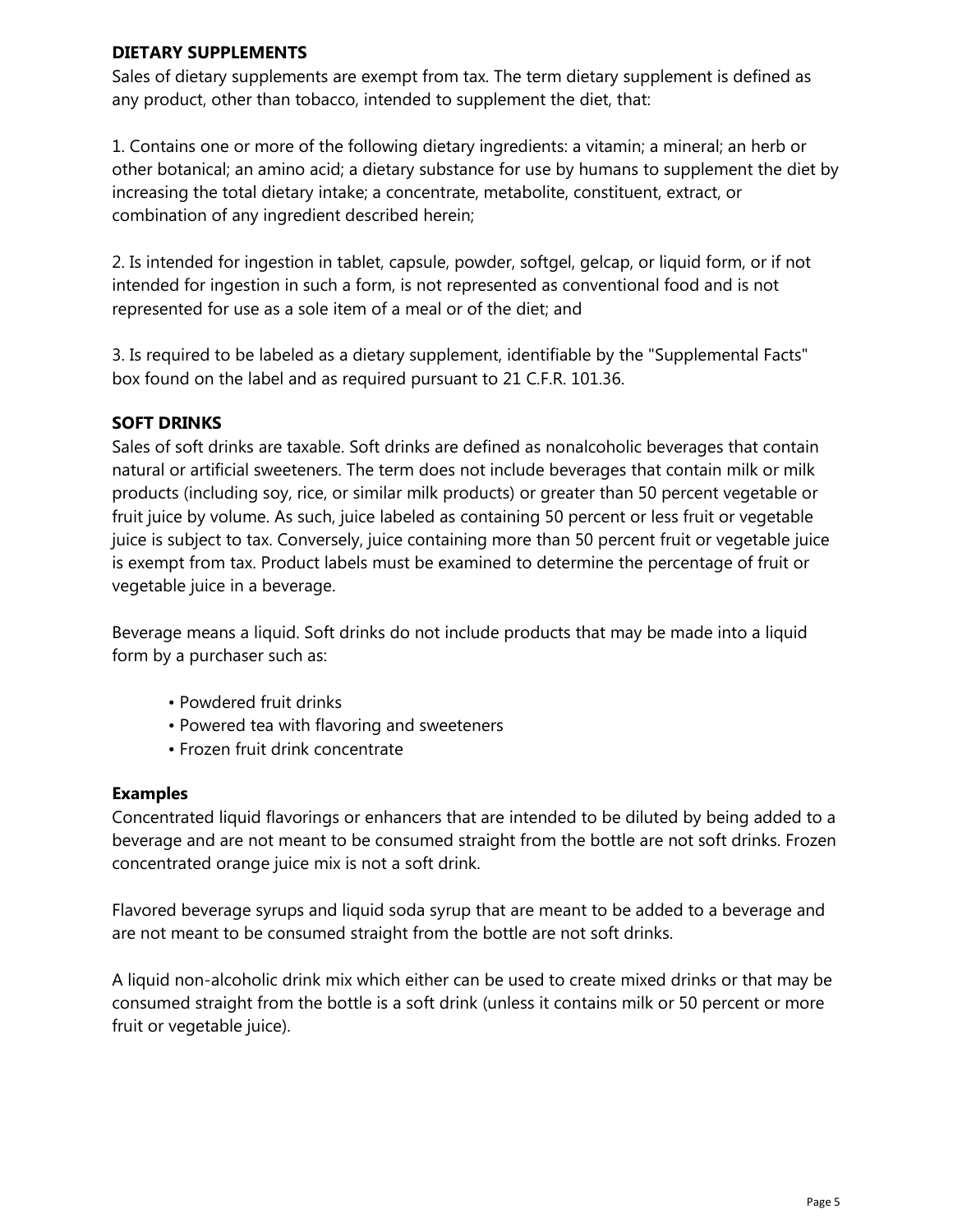## DIETARY SUPPLEMENTS

Sales of dietary supplements are exempt from tax. The term dietary supplement is defined as any product, other than tobacco, intended to supplement the diet, that:

1. Contains one or more of the following dietary ingredients: a vitamin; a mineral; an herb or other botanical; an amino acid; a dietary substance for use by humans to supplement the diet by increasing the total dietary intake; a concentrate, metabolite, constituent, extract, or combination of any ingredient described herein;

2. Is intended for ingestion in tablet, capsule, powder, softgel, gelcap, or liquid form, or if not intended for ingestion in such a form, is not represented as conventional food and is not represented for use as a sole item of a meal or of the diet; and

3. Is required to be labeled as a dietary supplement, identifiable by the "Supplemental Facts" box found on the label and as required pursuant to 21 C.F.R. 101.36.

## SOFT DRINKS

Sales of soft drinks are taxable. Soft drinks are defined as nonalcoholic beverages that contain natural or artificial sweeteners. The term does not include beverages that contain milk or milk products (including soy, rice, or similar milk products) or greater than 50 percent vegetable or fruit juice by volume. As such, juice labeled as containing 50 percent or less fruit or vegetable juice is subject to tax. Conversely, juice containing more than 50 percent fruit or vegetable juice is exempt from tax. Product labels must be examined to determine the percentage of fruit or vegetable juice in a beverage.

Beverage means a liquid. Soft drinks do not include products that may be made into a liquid form by a purchaser such as:

- Powdered fruit drinks
- Powered tea with flavoring and sweeteners
- Frozen fruit drink concentrate

### Examples

Concentrated liquid flavorings or enhancers that are intended to be diluted by being added to a beverage and are not meant to be consumed straight from the bottle are not soft drinks. Frozen concentrated orange juice mix is not a soft drink.

Flavored beverage syrups and liquid soda syrup that are meant to be added to a beverage and are not meant to be consumed straight from the bottle are not soft drinks.

A liquid non-alcoholic drink mix which either can be used to create mixed drinks or that may be consumed straight from the bottle is a soft drink (unless it contains milk or 50 percent or more fruit or vegetable juice).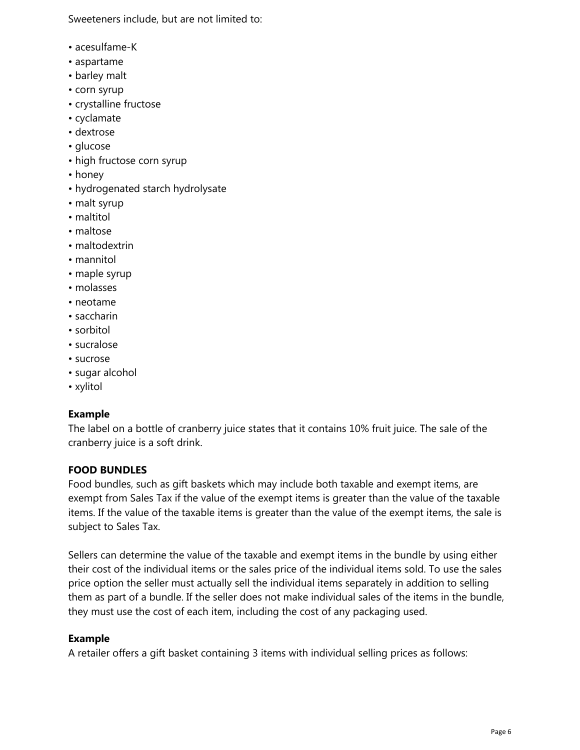Sweeteners include, but are not limited to:

- acesulfame-K
- aspartame
- barley malt
- corn syrup
- crystalline fructose
- cyclamate
- dextrose
- glucose
- high fructose corn syrup
- honey
- hydrogenated starch hydrolysate
- malt syrup
- maltitol
- maltose
- maltodextrin
- mannitol
- maple syrup
- molasses
- neotame
- saccharin
- sorbitol
- sucralose
- sucrose
- sugar alcohol
- xylitol

**Example**
The label on a bottle of cranberry juice states that it contains 10% fruit juice. The sale of the cranberry juice is a soft drink.

**FOOD BUNDLES**
Food bundles, such as gift baskets which may include both taxable and exempt items, are exempt from Sales Tax if the value of the exempt items is greater than the value of the taxable items. If the value of the taxable items is greater than the value of the exempt items, the sale is subject to Sales Tax.

Sellers can determine the value of the taxable and exempt items in the bundle by using either their cost of the individual items or the sales price of the individual items sold. To use the sales price option the seller must actually sell the individual items separately in addition to selling them as part of a bundle. If the seller does not make individual sales of the items in the bundle, they must use the cost of each item, including the cost of any packaging used.

**Example**
A retailer offers a gift basket containing 3 items with individual selling prices as follows: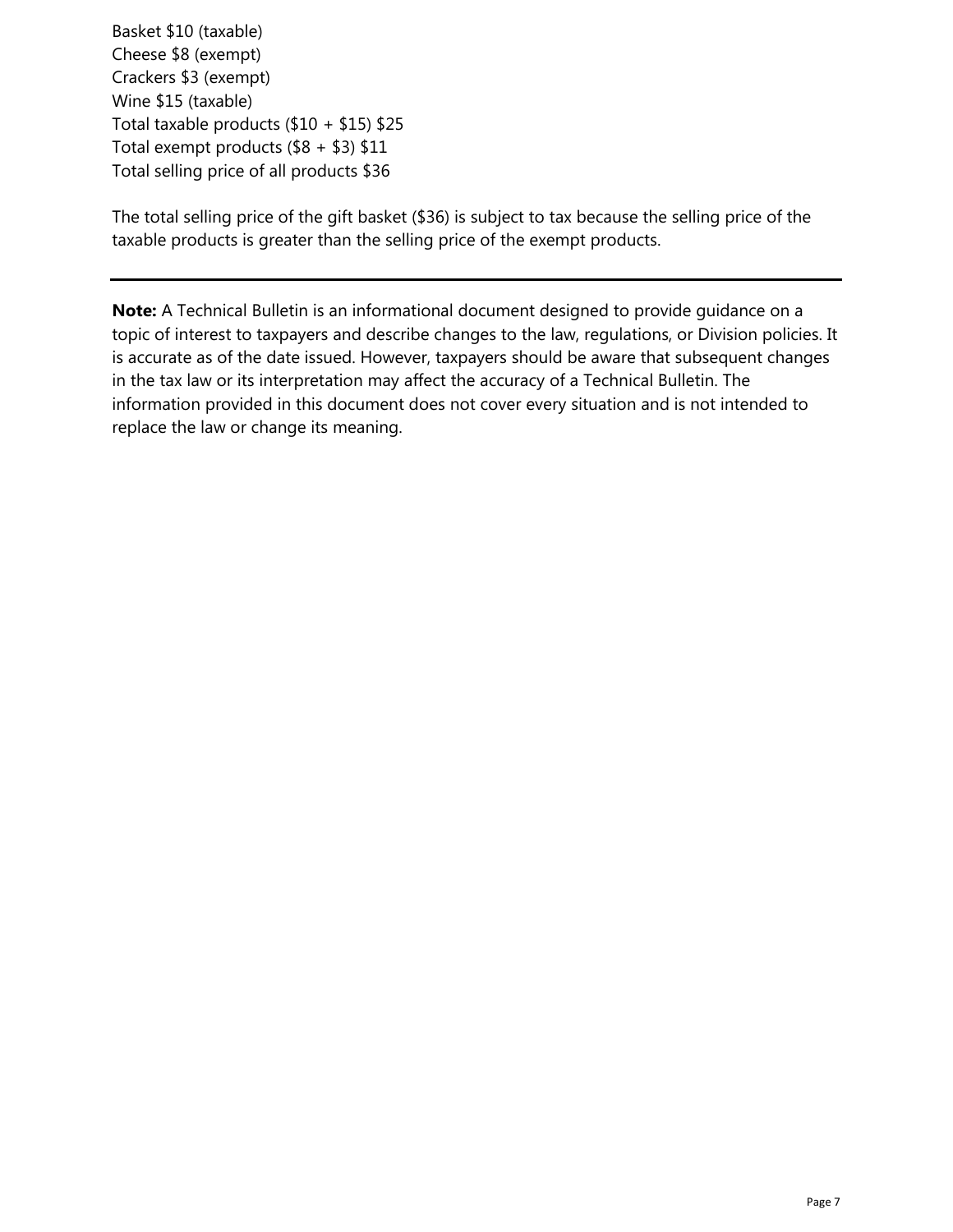Basket $10 (taxable)
Cheese $8 (exempt)
Crackers $3 (exempt)
Wine $15 (taxable)
Total taxable products ($10 + $15) $25
Total exempt products ($8 + $3) $11
Total selling price of all products $36

The total selling price of the gift basket ($36) is subject to tax because the selling price of the taxable products is greater than the selling price of the exempt products.

---

**Note:** A Technical Bulletin is an informational document designed to provide guidance on a topic of interest to taxpayers and describe changes to the law, regulations, or Division policies. It is accurate as of the date issued. However, taxpayers should be aware that subsequent changes in the tax law or its interpretation may affect the accuracy of a Technical Bulletin. The information provided in this document does not cover every situation and is not intended to replace the law or change its meaning.